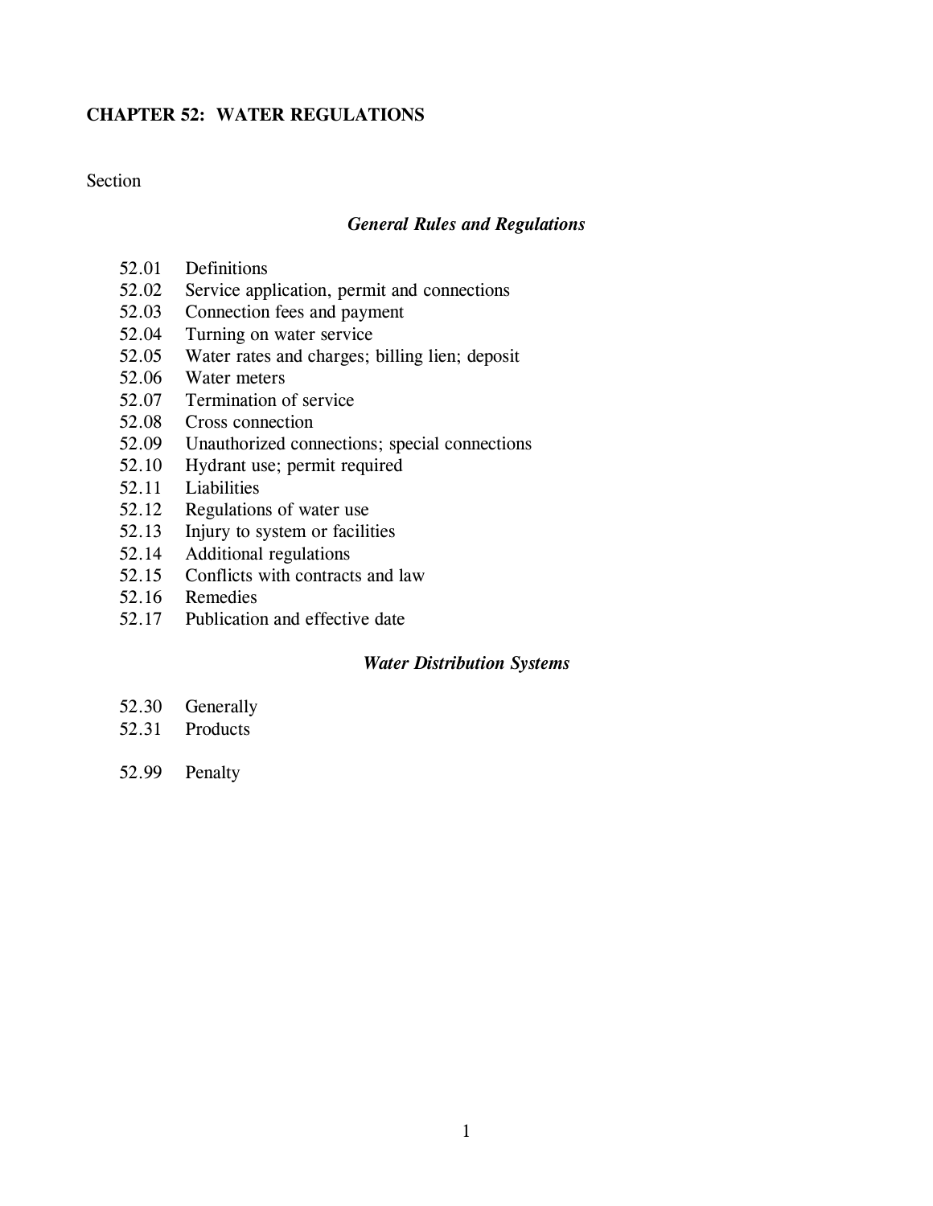# CHAPTER 52: WATER REGULATIONS

Section

***General Rules and Regulations***

52.01 Definitions
52.02 Service application, permit and connections
52.03 Connection fees and payment
52.04 Turning on water service
52.05 Water rates and charges; billing lien; deposit
52.06 Water meters
52.07 Termination of service
52.08 Cross connection
52.09 Unauthorized connections; special connections
52.10 Hydrant use; permit required
52.11 Liabilities
52.12 Regulations of water use
52.13 Injury to system or facilities
52.14 Additional regulations
52.15 Conflicts with contracts and law
52.16 Remedies
52.17 Publication and effective date

***Water Distribution Systems***

52.30 Generally
52.31 Products

52.99 Penalty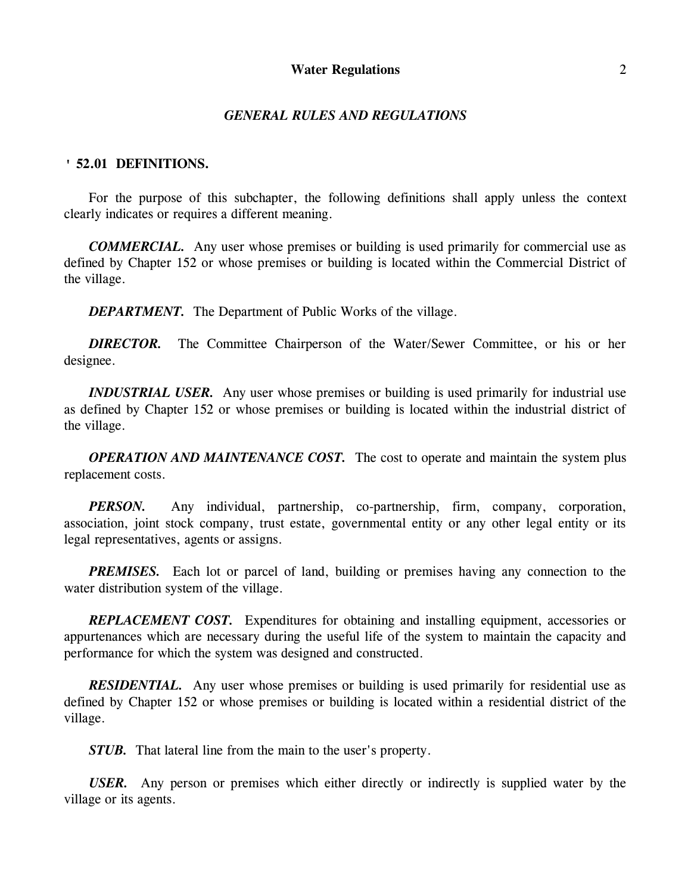## GENERAL RULES AND REGULATIONS

### ' 52.01 DEFINITIONS.

For the purpose of this subchapter, the following definitions shall apply unless the context clearly indicates or requires a different meaning.

***COMMERCIAL.*** Any user whose premises or building is used primarily for commercial use as defined by Chapter 152 or whose premises or building is located within the Commercial District of the village.

***DEPARTMENT.*** The Department of Public Works of the village.

***DIRECTOR.*** The Committee Chairperson of the Water/Sewer Committee, or his or her designee.

***INDUSTRIAL USER.*** Any user whose premises or building is used primarily for industrial use as defined by Chapter 152 or whose premises or building is located within the industrial district of the village.

***OPERATION AND MAINTENANCE COST.*** The cost to operate and maintain the system plus replacement costs.

***PERSON.*** Any individual, partnership, co-partnership, firm, company, corporation, association, joint stock company, trust estate, governmental entity or any other legal entity or its legal representatives, agents or assigns.

***PREMISES.*** Each lot or parcel of land, building or premises having any connection to the water distribution system of the village.

***REPLACEMENT COST.*** Expenditures for obtaining and installing equipment, accessories or appurtenances which are necessary during the useful life of the system to maintain the capacity and performance for which the system was designed and constructed.

***RESIDENTIAL.*** Any user whose premises or building is used primarily for residential use as defined by Chapter 152 or whose premises or building is located within a residential district of the village.

***STUB.*** That lateral line from the main to the user's property.

***USER.*** Any person or premises which either directly or indirectly is supplied water by the village or its agents.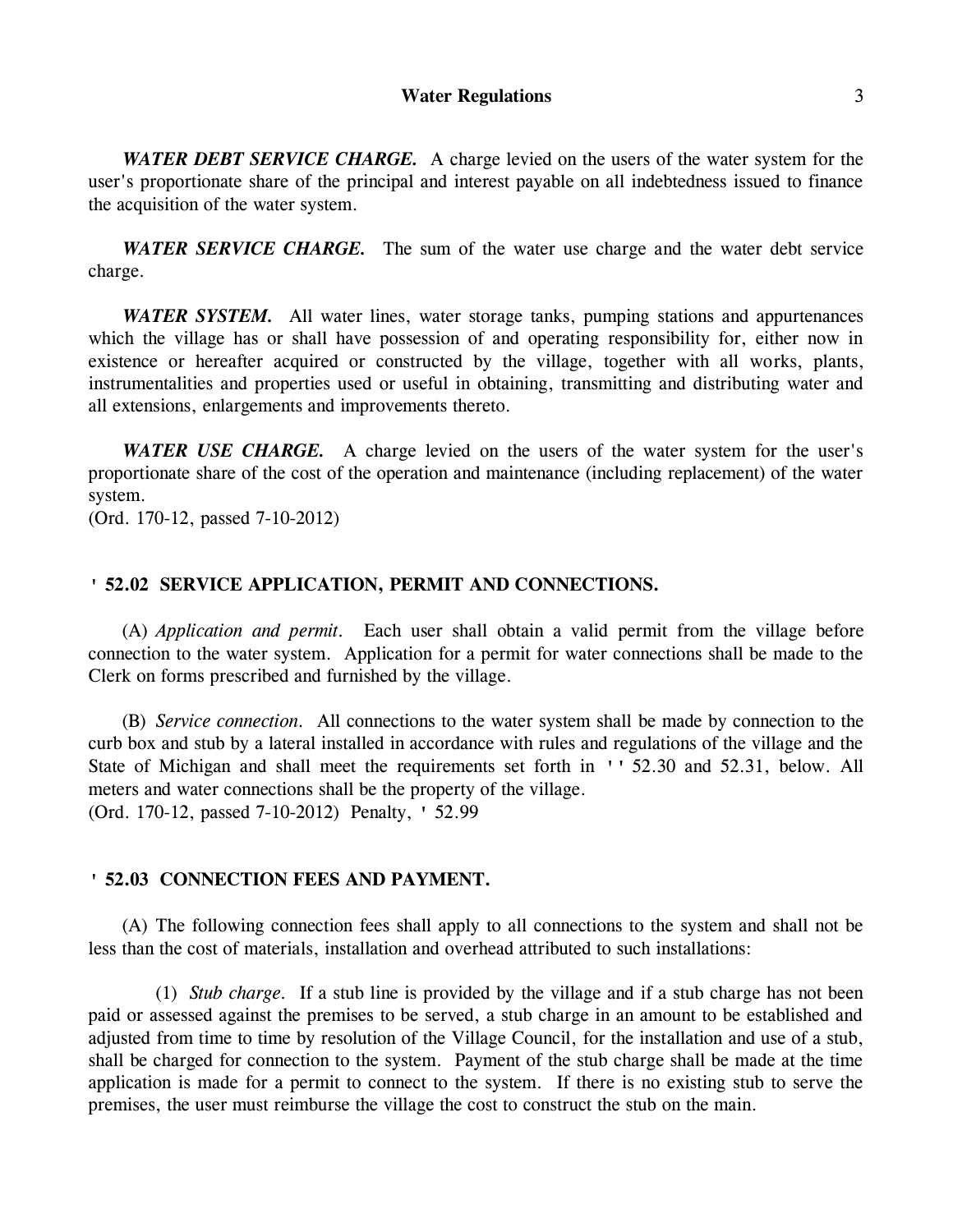***WATER DEBT SERVICE CHARGE.*** A charge levied on the users of the water system for the user's proportionate share of the principal and interest payable on all indebtedness issued to finance the acquisition of the water system.

***WATER SERVICE CHARGE.*** The sum of the water use charge and the water debt service charge.

***WATER SYSTEM.*** All water lines, water storage tanks, pumping stations and appurtenances which the village has or shall have possession of and operating responsibility for, either now in existence or hereafter acquired or constructed by the village, together with all works, plants, instrumentalities and properties used or useful in obtaining, transmitting and distributing water and all extensions, enlargements and improvements thereto.

***WATER USE CHARGE.*** A charge levied on the users of the water system for the user's proportionate share of the cost of the operation and maintenance (including replacement) of the water system.
(Ord. 170-12, passed 7-10-2012)

**' 52.02 SERVICE APPLICATION, PERMIT AND CONNECTIONS.**

(A) *Application and permit*. Each user shall obtain a valid permit from the village before connection to the water system. Application for a permit for water connections shall be made to the Clerk on forms prescribed and furnished by the village.

(B) *Service connection*. All connections to the water system shall be made by connection to the curb box and stub by a lateral installed in accordance with rules and regulations of the village and the State of Michigan and shall meet the requirements set forth in '' 52.30 and 52.31, below. All meters and water connections shall be the property of the village.
(Ord. 170-12, passed 7-10-2012) Penalty, ' 52.99

**' 52.03 CONNECTION FEES AND PAYMENT.**

(A) The following connection fees shall apply to all connections to the system and shall not be less than the cost of materials, installation and overhead attributed to such installations:

(1) *Stub charge*. If a stub line is provided by the village and if a stub charge has not been paid or assessed against the premises to be served, a stub charge in an amount to be established and adjusted from time to time by resolution of the Village Council, for the installation and use of a stub, shall be charged for connection to the system. Payment of the stub charge shall be made at the time application is made for a permit to connect to the system. If there is no existing stub to serve the premises, the user must reimburse the village the cost to construct the stub on the main.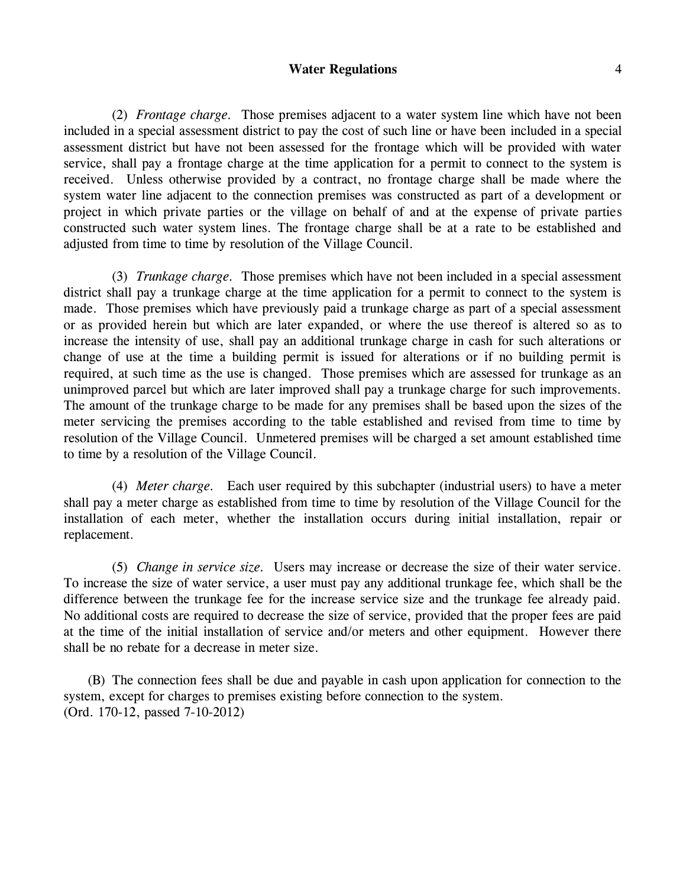(2) *Frontage charge*. Those premises adjacent to a water system line which have not been included in a special assessment district to pay the cost of such line or have been included in a special assessment district but have not been assessed for the frontage which will be provided with water service, shall pay a frontage charge at the time application for a permit to connect to the system is received. Unless otherwise provided by a contract, no frontage charge shall be made where the system water line adjacent to the connection premises was constructed as part of a development or project in which private parties or the village on behalf of and at the expense of private parties constructed such water system lines. The frontage charge shall be at a rate to be established and adjusted from time to time by resolution of the Village Council.

(3) *Trunkage charge*. Those premises which have not been included in a special assessment district shall pay a trunkage charge at the time application for a permit to connect to the system is made. Those premises which have previously paid a trunkage charge as part of a special assessment or as provided herein but which are later expanded, or where the use thereof is altered so as to increase the intensity of use, shall pay an additional trunkage charge in cash for such alterations or change of use at the time a building permit is issued for alterations or if no building permit is required, at such time as the use is changed. Those premises which are assessed for trunkage as an unimproved parcel but which are later improved shall pay a trunkage charge for such improvements. The amount of the trunkage charge to be made for any premises shall be based upon the sizes of the meter servicing the premises according to the table established and revised from time to time by resolution of the Village Council. Unmetered premises will be charged a set amount established time to time by a resolution of the Village Council.

(4) *Meter charge*. Each user required by this subchapter (industrial users) to have a meter shall pay a meter charge as established from time to time by resolution of the Village Council for the installation of each meter, whether the installation occurs during initial installation, repair or replacement.

(5) *Change in service size*. Users may increase or decrease the size of their water service. To increase the size of water service, a user must pay any additional trunkage fee, which shall be the difference between the trunkage fee for the increase service size and the trunkage fee already paid. No additional costs are required to decrease the size of service, provided that the proper fees are paid at the time of the initial installation of service and/or meters and other equipment. However there shall be no rebate for a decrease in meter size.

(B) The connection fees shall be due and payable in cash upon application for connection to the system, except for charges to premises existing before connection to the system.
(Ord. 170-12, passed 7-10-2012)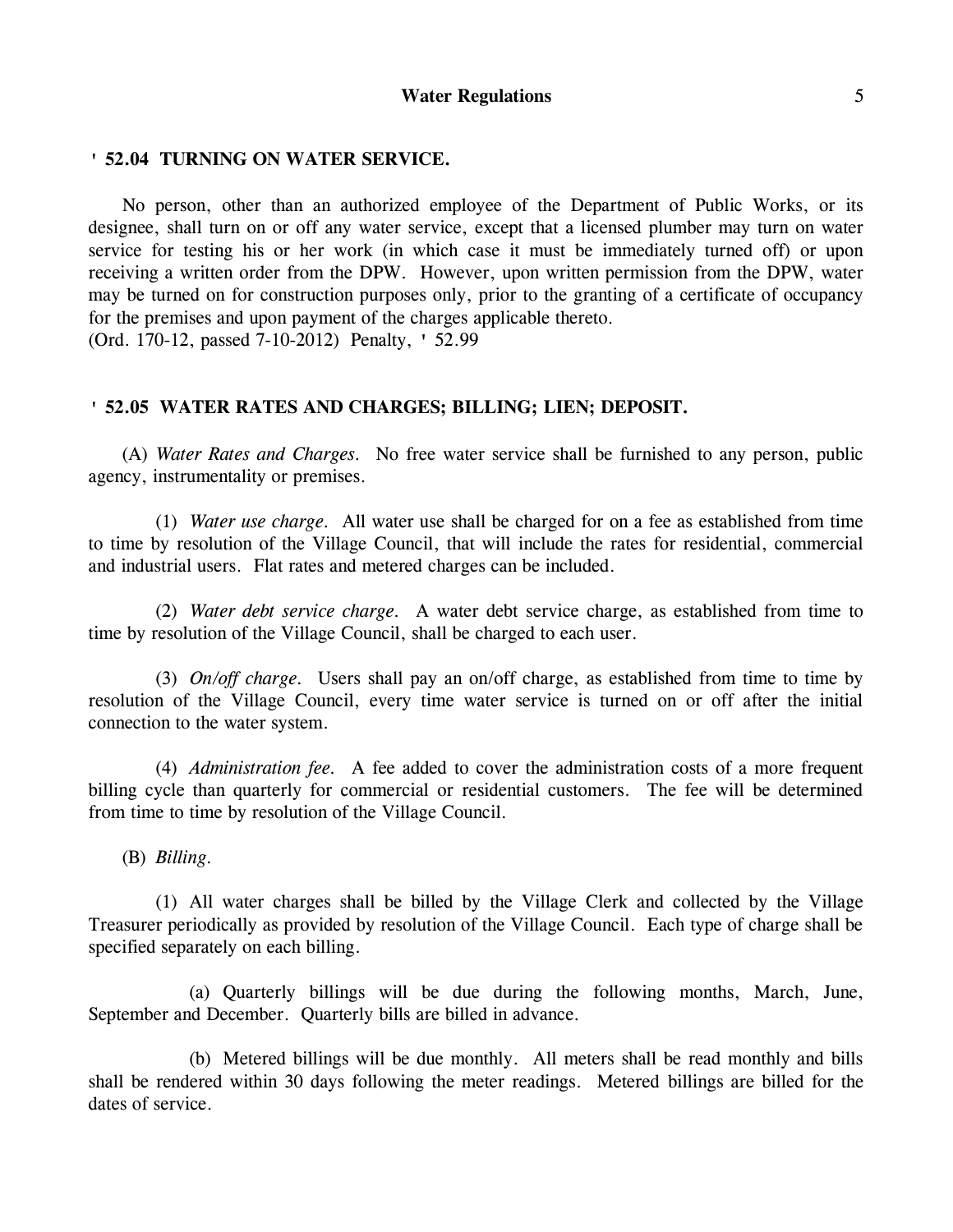## ' 52.04 TURNING ON WATER SERVICE.

No person, other than an authorized employee of the Department of Public Works, or its designee, shall turn on or off any water service, except that a licensed plumber may turn on water service for testing his or her work (in which case it must be immediately turned off) or upon receiving a written order from the DPW. However, upon written permission from the DPW, water may be turned on for construction purposes only, prior to the granting of a certificate of occupancy for the premises and upon payment of the charges applicable thereto.
(Ord. 170-12, passed 7-10-2012) Penalty, ' 52.99

## ' 52.05 WATER RATES AND CHARGES; BILLING; LIEN; DEPOSIT.

(A) *Water Rates and Charges.* No free water service shall be furnished to any person, public agency, instrumentality or premises.

(1) *Water use charge.* All water use shall be charged for on a fee as established from time to time by resolution of the Village Council, that will include the rates for residential, commercial and industrial users. Flat rates and metered charges can be included.

(2) *Water debt service charge.* A water debt service charge, as established from time to time by resolution of the Village Council, shall be charged to each user.

(3) *On/off charge.* Users shall pay an on/off charge, as established from time to time by resolution of the Village Council, every time water service is turned on or off after the initial connection to the water system.

(4) *Administration fee.* A fee added to cover the administration costs of a more frequent billing cycle than quarterly for commercial or residential customers. The fee will be determined from time to time by resolution of the Village Council.

(B) *Billing.*

(1) All water charges shall be billed by the Village Clerk and collected by the Village Treasurer periodically as provided by resolution of the Village Council. Each type of charge shall be specified separately on each billing.

(a) Quarterly billings will be due during the following months, March, June, September and December. Quarterly bills are billed in advance.

(b) Metered billings will be due monthly. All meters shall be read monthly and bills shall be rendered within 30 days following the meter readings. Metered billings are billed for the dates of service.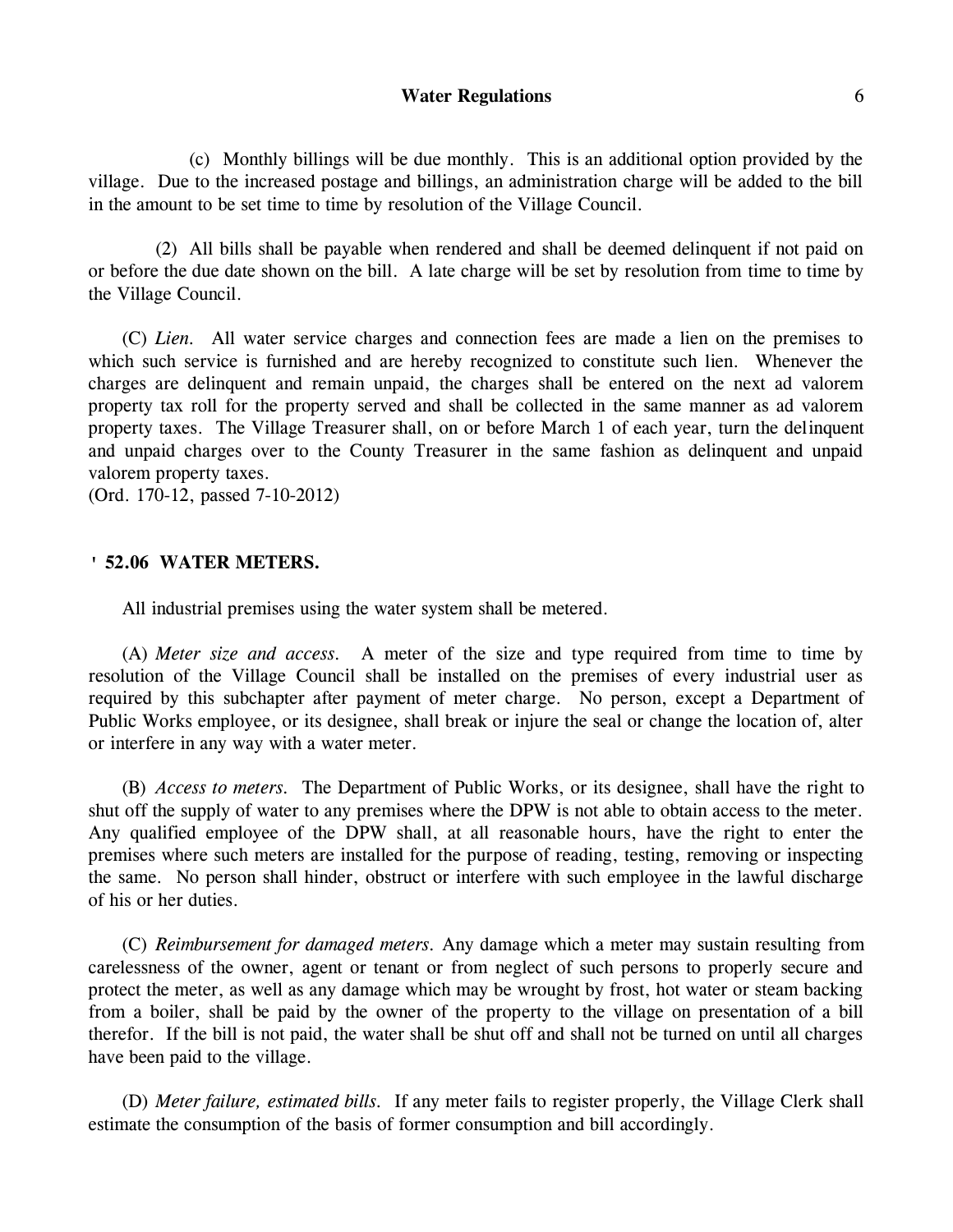(c) Monthly billings will be due monthly. This is an additional option provided by the village. Due to the increased postage and billings, an administration charge will be added to the bill in the amount to be set time to time by resolution of the Village Council.

(2) All bills shall be payable when rendered and shall be deemed delinquent if not paid on or before the due date shown on the bill. A late charge will be set by resolution from time to time by the Village Council.

(C) *Lien.* All water service charges and connection fees are made a lien on the premises to which such service is furnished and are hereby recognized to constitute such lien. Whenever the charges are delinquent and remain unpaid, the charges shall be entered on the next ad valorem property tax roll for the property served and shall be collected in the same manner as ad valorem property taxes. The Village Treasurer shall, on or before March 1 of each year, turn the delinquent and unpaid charges over to the County Treasurer in the same fashion as delinquent and unpaid valorem property taxes.
(Ord. 170-12, passed 7-10-2012)

**' 52.06 WATER METERS.**

All industrial premises using the water system shall be metered.

(A) *Meter size and access.* A meter of the size and type required from time to time by resolution of the Village Council shall be installed on the premises of every industrial user as required by this subchapter after payment of meter charge. No person, except a Department of Public Works employee, or its designee, shall break or injure the seal or change the location of, alter or interfere in any way with a water meter.

(B) *Access to meters.* The Department of Public Works, or its designee, shall have the right to shut off the supply of water to any premises where the DPW is not able to obtain access to the meter. Any qualified employee of the DPW shall, at all reasonable hours, have the right to enter the premises where such meters are installed for the purpose of reading, testing, removing or inspecting the same. No person shall hinder, obstruct or interfere with such employee in the lawful discharge of his or her duties.

(C) *Reimbursement for damaged meters.* Any damage which a meter may sustain resulting from carelessness of the owner, agent or tenant or from neglect of such persons to properly secure and protect the meter, as well as any damage which may be wrought by frost, hot water or steam backing from a boiler, shall be paid by the owner of the property to the village on presentation of a bill therefor. If the bill is not paid, the water shall be shut off and shall not be turned on until all charges have been paid to the village.

(D) *Meter failure, estimated bills.* If any meter fails to register properly, the Village Clerk shall estimate the consumption of the basis of former consumption and bill accordingly.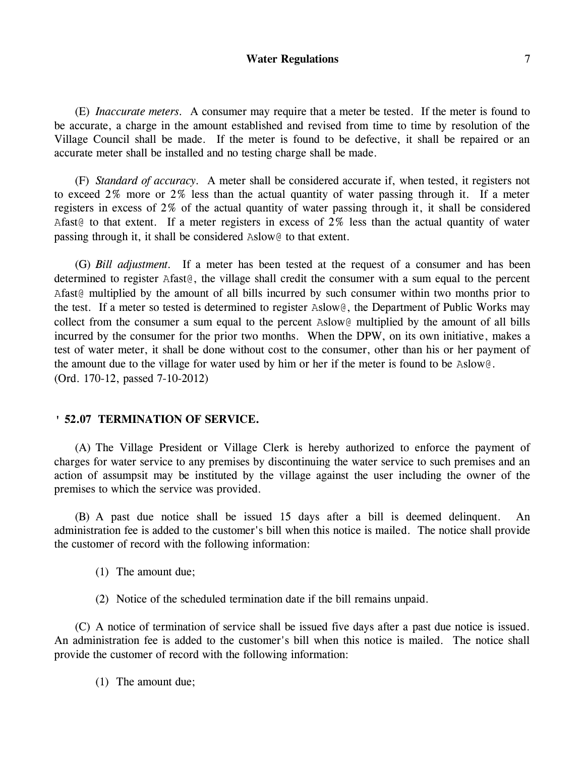(E) *Inaccurate meters*. A consumer may require that a meter be tested. If the meter is found to be accurate, a charge in the amount established and revised from time to time by resolution of the Village Council shall be made. If the meter is found to be defective, it shall be repaired or an accurate meter shall be installed and no testing charge shall be made.

(F) *Standard of accuracy*. A meter shall be considered accurate if, when tested, it registers not to exceed 2% more or 2% less than the actual quantity of water passing through it. If a meter registers in excess of 2% of the actual quantity of water passing through it, it shall be considered Afast@ to that extent. If a meter registers in excess of 2% less than the actual quantity of water passing through it, it shall be considered Aslow@ to that extent.

(G) *Bill adjustment*. If a meter has been tested at the request of a consumer and has been determined to register Afast@, the village shall credit the consumer with a sum equal to the percent Afast@ multiplied by the amount of all bills incurred by such consumer within two months prior to the test. If a meter so tested is determined to register Aslow@, the Department of Public Works may collect from the consumer a sum equal to the percent Aslow@ multiplied by the amount of all bills incurred by the consumer for the prior two months. When the DPW, on its own initiative, makes a test of water meter, it shall be done without cost to the consumer, other than his or her payment of the amount due to the village for water used by him or her if the meter is found to be Aslow@.
(Ord. 170-12, passed 7-10-2012)

**' 52.07 TERMINATION OF SERVICE.**

(A) The Village President or Village Clerk is hereby authorized to enforce the payment of charges for water service to any premises by discontinuing the water service to such premises and an action of assumpsit may be instituted by the village against the user including the owner of the premises to which the service was provided.

(B) A past due notice shall be issued 15 days after a bill is deemed delinquent. An administration fee is added to the customer's bill when this notice is mailed. The notice shall provide the customer of record with the following information:

(1) The amount due;

(2) Notice of the scheduled termination date if the bill remains unpaid.

(C) A notice of termination of service shall be issued five days after a past due notice is issued. An administration fee is added to the customer's bill when this notice is mailed. The notice shall provide the customer of record with the following information:

(1) The amount due;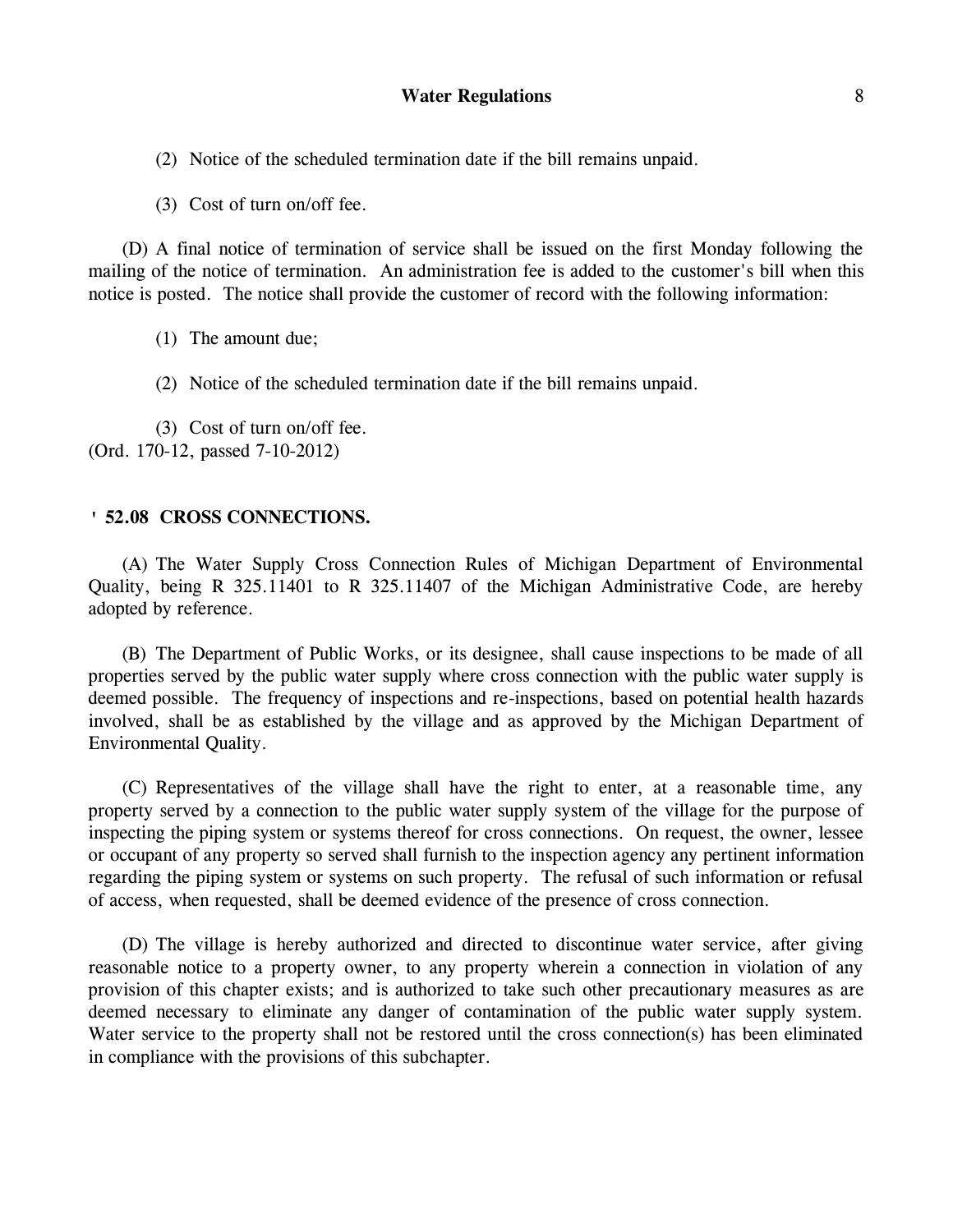(2) Notice of the scheduled termination date if the bill remains unpaid.

(3) Cost of turn on/off fee.

(D) A final notice of termination of service shall be issued on the first Monday following the mailing of the notice of termination. An administration fee is added to the customer's bill when this notice is posted. The notice shall provide the customer of record with the following information:

(1) The amount due;

(2) Notice of the scheduled termination date if the bill remains unpaid.

(3) Cost of turn on/off fee.

(Ord. 170-12, passed 7-10-2012)

**' 52.08 CROSS CONNECTIONS.**

(A) The Water Supply Cross Connection Rules of Michigan Department of Environmental Quality, being R 325.11401 to R 325.11407 of the Michigan Administrative Code, are hereby adopted by reference.

(B) The Department of Public Works, or its designee, shall cause inspections to be made of all properties served by the public water supply where cross connection with the public water supply is deemed possible. The frequency of inspections and re-inspections, based on potential health hazards involved, shall be as established by the village and as approved by the Michigan Department of Environmental Quality.

(C) Representatives of the village shall have the right to enter, at a reasonable time, any property served by a connection to the public water supply system of the village for the purpose of inspecting the piping system or systems thereof for cross connections. On request, the owner, lessee or occupant of any property so served shall furnish to the inspection agency any pertinent information regarding the piping system or systems on such property. The refusal of such information or refusal of access, when requested, shall be deemed evidence of the presence of cross connection.

(D) The village is hereby authorized and directed to discontinue water service, after giving reasonable notice to a property owner, to any property wherein a connection in violation of any provision of this chapter exists; and is authorized to take such other precautionary measures as are deemed necessary to eliminate any danger of contamination of the public water supply system. Water service to the property shall not be restored until the cross connection(s) has been eliminated in compliance with the provisions of this subchapter.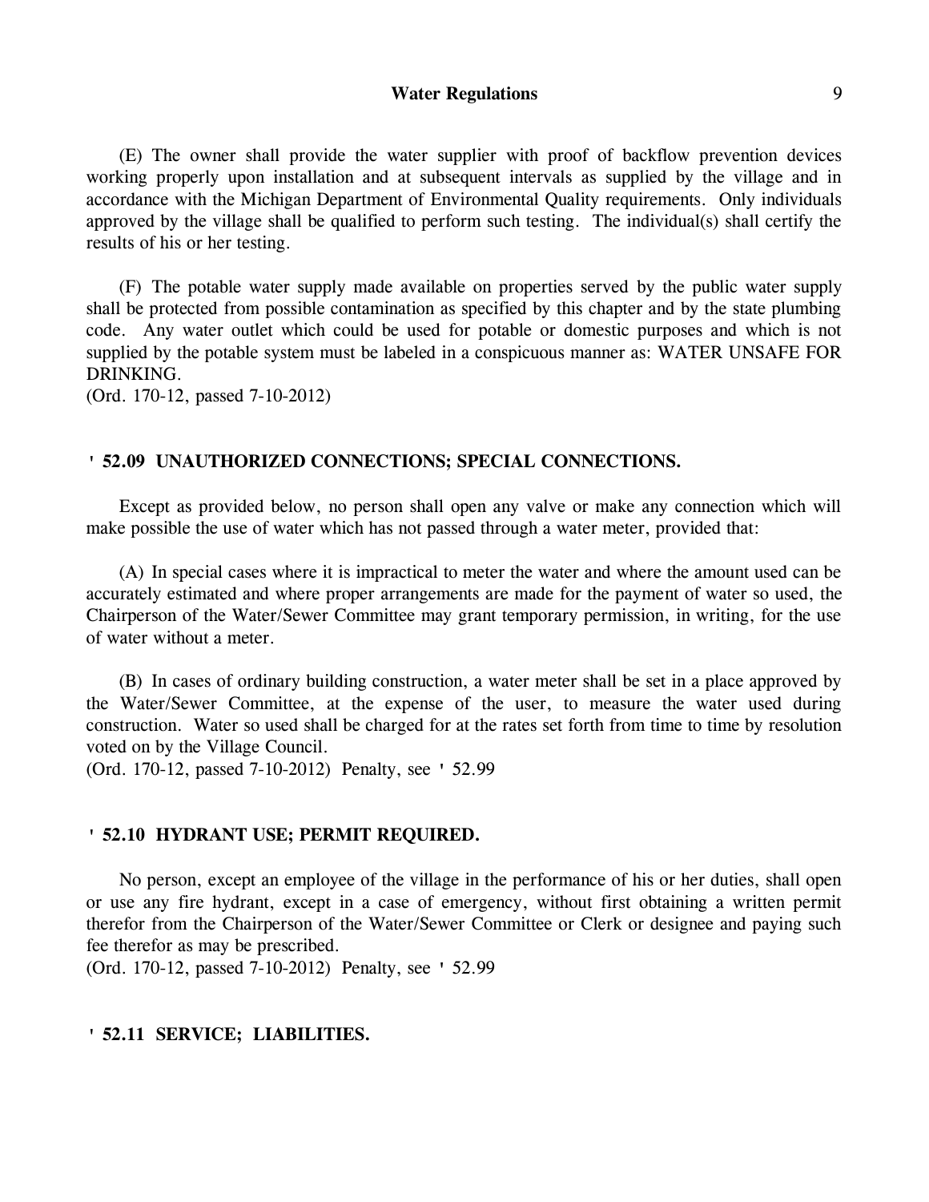(E) The owner shall provide the water supplier with proof of backflow prevention devices working properly upon installation and at subsequent intervals as supplied by the village and in accordance with the Michigan Department of Environmental Quality requirements. Only individuals approved by the village shall be qualified to perform such testing. The individual(s) shall certify the results of his or her testing.

(F) The potable water supply made available on properties served by the public water supply shall be protected from possible contamination as specified by this chapter and by the state plumbing code. Any water outlet which could be used for potable or domestic purposes and which is not supplied by the potable system must be labeled in a conspicuous manner as: WATER UNSAFE FOR DRINKING.
(Ord. 170-12, passed 7-10-2012)

### ' 52.09 UNAUTHORIZED CONNECTIONS; SPECIAL CONNECTIONS.

Except as provided below, no person shall open any valve or make any connection which will make possible the use of water which has not passed through a water meter, provided that:

(A) In special cases where it is impractical to meter the water and where the amount used can be accurately estimated and where proper arrangements are made for the payment of water so used, the Chairperson of the Water/Sewer Committee may grant temporary permission, in writing, for the use of water without a meter.

(B) In cases of ordinary building construction, a water meter shall be set in a place approved by the Water/Sewer Committee, at the expense of the user, to measure the water used during construction. Water so used shall be charged for at the rates set forth from time to time by resolution voted on by the Village Council.
(Ord. 170-12, passed 7-10-2012) Penalty, see ' 52.99

### ' 52.10 HYDRANT USE; PERMIT REQUIRED.

No person, except an employee of the village in the performance of his or her duties, shall open or use any fire hydrant, except in a case of emergency, without first obtaining a written permit therefor from the Chairperson of the Water/Sewer Committee or Clerk or designee and paying such fee therefor as may be prescribed.
(Ord. 170-12, passed 7-10-2012) Penalty, see ' 52.99

### ' 52.11 SERVICE; LIABILITIES.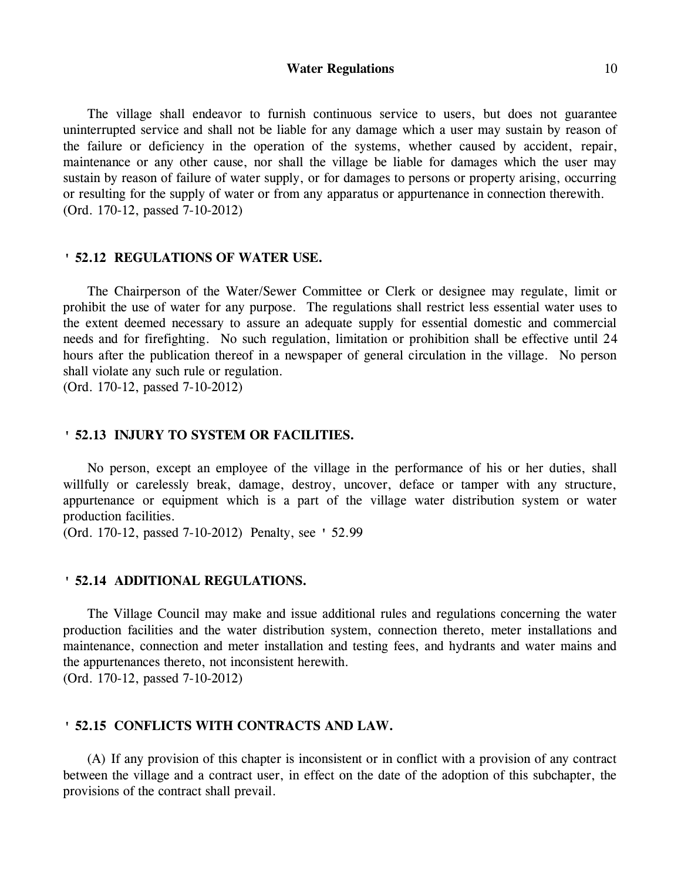The village shall endeavor to furnish continuous service to users, but does not guarantee uninterrupted service and shall not be liable for any damage which a user may sustain by reason of the failure or deficiency in the operation of the systems, whether caused by accident, repair, maintenance or any other cause, nor shall the village be liable for damages which the user may sustain by reason of failure of water supply, or for damages to persons or property arising, occurring or resulting for the supply of water or from any apparatus or appurtenance in connection therewith.
(Ord. 170-12, passed 7-10-2012)

### ' 52.12 REGULATIONS OF WATER USE.

The Chairperson of the Water/Sewer Committee or Clerk or designee may regulate, limit or prohibit the use of water for any purpose. The regulations shall restrict less essential water uses to the extent deemed necessary to assure an adequate supply for essential domestic and commercial needs and for firefighting. No such regulation, limitation or prohibition shall be effective until 24 hours after the publication thereof in a newspaper of general circulation in the village. No person shall violate any such rule or regulation.
(Ord. 170-12, passed 7-10-2012)

### ' 52.13 INJURY TO SYSTEM OR FACILITIES.

No person, except an employee of the village in the performance of his or her duties, shall willfully or carelessly break, damage, destroy, uncover, deface or tamper with any structure, appurtenance or equipment which is a part of the village water distribution system or water production facilities.
(Ord. 170-12, passed 7-10-2012) Penalty, see ' 52.99

### ' 52.14 ADDITIONAL REGULATIONS.

The Village Council may make and issue additional rules and regulations concerning the water production facilities and the water distribution system, connection thereto, meter installations and maintenance, connection and meter installation and testing fees, and hydrants and water mains and the appurtenances thereto, not inconsistent herewith.
(Ord. 170-12, passed 7-10-2012)

### ' 52.15 CONFLICTS WITH CONTRACTS AND LAW.

(A) If any provision of this chapter is inconsistent or in conflict with a provision of any contract between the village and a contract user, in effect on the date of the adoption of this subchapter, the provisions of the contract shall prevail.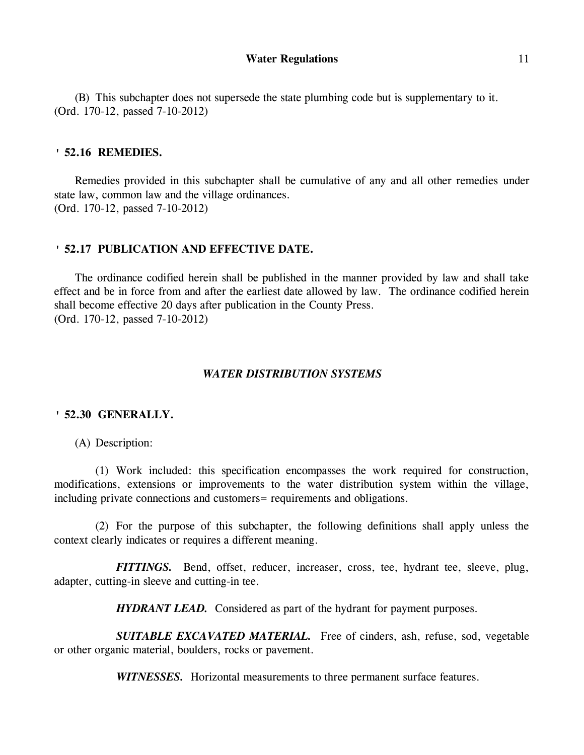(B) This subchapter does not supersede the state plumbing code but is supplementary to it.
(Ord. 170-12, passed 7-10-2012)

### ' 52.16 REMEDIES.

Remedies provided in this subchapter shall be cumulative of any and all other remedies under state law, common law and the village ordinances.
(Ord. 170-12, passed 7-10-2012)

### ' 52.17 PUBLICATION AND EFFECTIVE DATE.

The ordinance codified herein shall be published in the manner provided by law and shall take effect and be in force from and after the earliest date allowed by law. The ordinance codified herein shall become effective 20 days after publication in the County Press.
(Ord. 170-12, passed 7-10-2012)

## *WATER DISTRIBUTION SYSTEMS*

### ' 52.30 GENERALLY.

(A) Description:

(1) Work included: this specification encompasses the work required for construction, modifications, extensions or improvements to the water distribution system within the village, including private connections and customers= requirements and obligations.

(2) For the purpose of this subchapter, the following definitions shall apply unless the context clearly indicates or requires a different meaning.

***FITTINGS.*** Bend, offset, reducer, increaser, cross, tee, hydrant tee, sleeve, plug, adapter, cutting-in sleeve and cutting-in tee.

***HYDRANT LEAD.*** Considered as part of the hydrant for payment purposes.

***SUITABLE EXCAVATED MATERIAL.*** Free of cinders, ash, refuse, sod, vegetable or other organic material, boulders, rocks or pavement.

***WITNESSES.*** Horizontal measurements to three permanent surface features.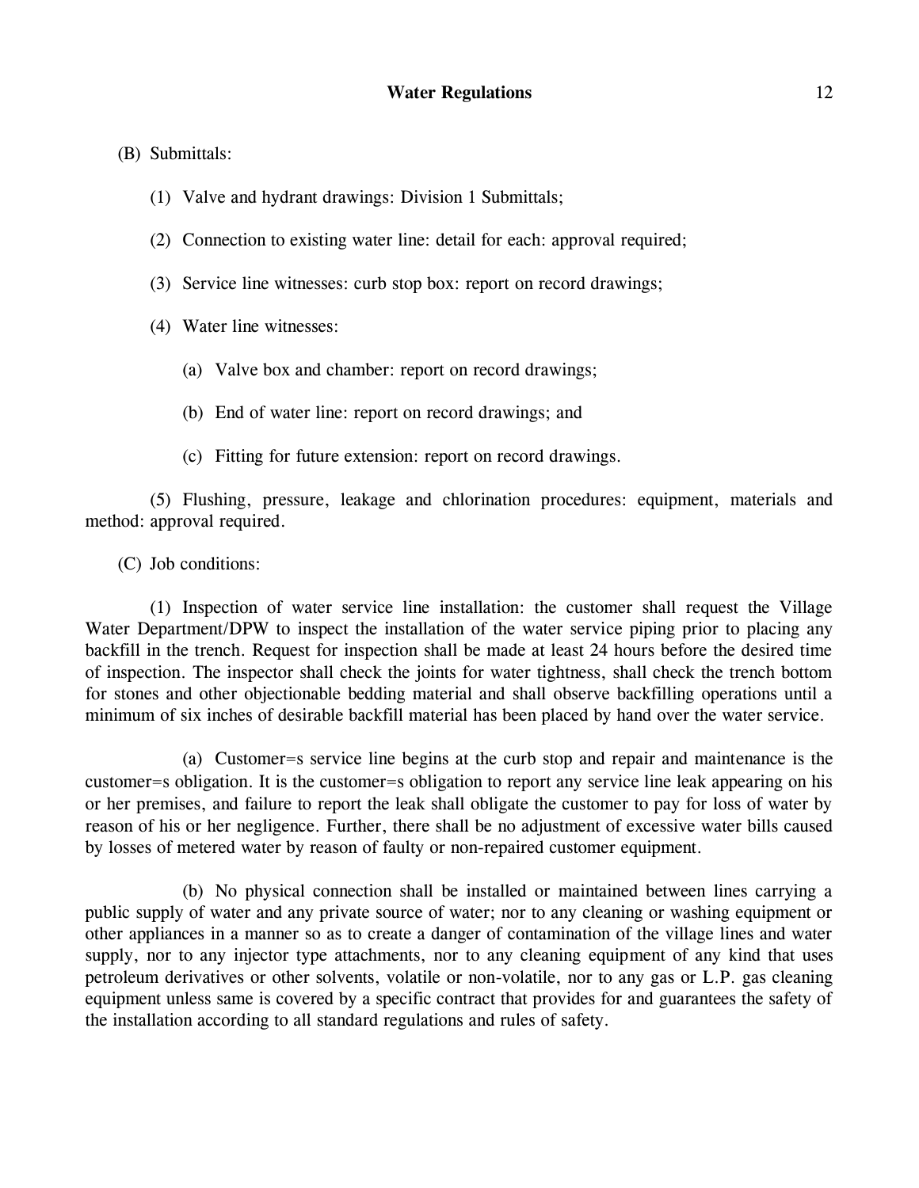(B) Submittals:

(1) Valve and hydrant drawings: Division 1 Submittals;

(2) Connection to existing water line: detail for each: approval required;

(3) Service line witnesses: curb stop box: report on record drawings;

(4) Water line witnesses:

(a) Valve box and chamber: report on record drawings;

(b) End of water line: report on record drawings; and

(c) Fitting for future extension: report on record drawings.

(5) Flushing, pressure, leakage and chlorination procedures: equipment, materials and method: approval required.

(C) Job conditions:

(1) Inspection of water service line installation: the customer shall request the Village Water Department/DPW to inspect the installation of the water service piping prior to placing any backfill in the trench. Request for inspection shall be made at least 24 hours before the desired time of inspection. The inspector shall check the joints for water tightness, shall check the trench bottom for stones and other objectionable bedding material and shall observe backfilling operations until a minimum of six inches of desirable backfill material has been placed by hand over the water service.

(a) Customer=s service line begins at the curb stop and repair and maintenance is the customer=s obligation. It is the customer=s obligation to report any service line leak appearing on his or her premises, and failure to report the leak shall obligate the customer to pay for loss of water by reason of his or her negligence. Further, there shall be no adjustment of excessive water bills caused by losses of metered water by reason of faulty or non-repaired customer equipment.

(b) No physical connection shall be installed or maintained between lines carrying a public supply of water and any private source of water; nor to any cleaning or washing equipment or other appliances in a manner so as to create a danger of contamination of the village lines and water supply, nor to any injector type attachments, nor to any cleaning equipment of any kind that uses petroleum derivatives or other solvents, volatile or non-volatile, nor to any gas or L.P. gas cleaning equipment unless same is covered by a specific contract that provides for and guarantees the safety of the installation according to all standard regulations and rules of safety.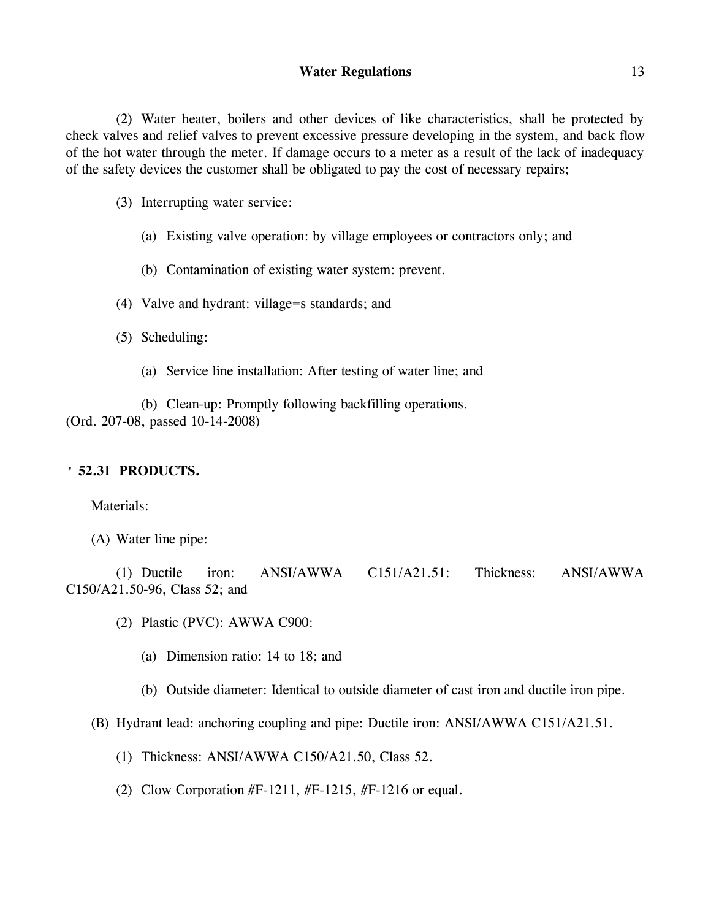(2) Water heater, boilers and other devices of like characteristics, shall be protected by check valves and relief valves to prevent excessive pressure developing in the system, and back flow of the hot water through the meter. If damage occurs to a meter as a result of the lack of inadequacy of the safety devices the customer shall be obligated to pay the cost of necessary repairs;

(3) Interrupting water service:

(a) Existing valve operation: by village employees or contractors only; and

(b) Contamination of existing water system: prevent.

(4) Valve and hydrant: village=s standards; and

(5) Scheduling:

(a) Service line installation: After testing of water line; and

(b) Clean-up: Promptly following backfilling operations.

(Ord. 207-08, passed 10-14-2008)

**' 52.31 PRODUCTS.**

Materials:

(A) Water line pipe:

(1) Ductile iron: ANSI/AWWA C151/A21.51: Thickness: ANSI/AWWA C150/A21.50-96, Class 52; and

(2) Plastic (PVC): AWWA C900:

(a) Dimension ratio: 14 to 18; and

(b) Outside diameter: Identical to outside diameter of cast iron and ductile iron pipe.

(B) Hydrant lead: anchoring coupling and pipe: Ductile iron: ANSI/AWWA C151/A21.51.

(1) Thickness: ANSI/AWWA C150/A21.50, Class 52.

(2) Clow Corporation #F-1211, #F-1215, #F-1216 or equal.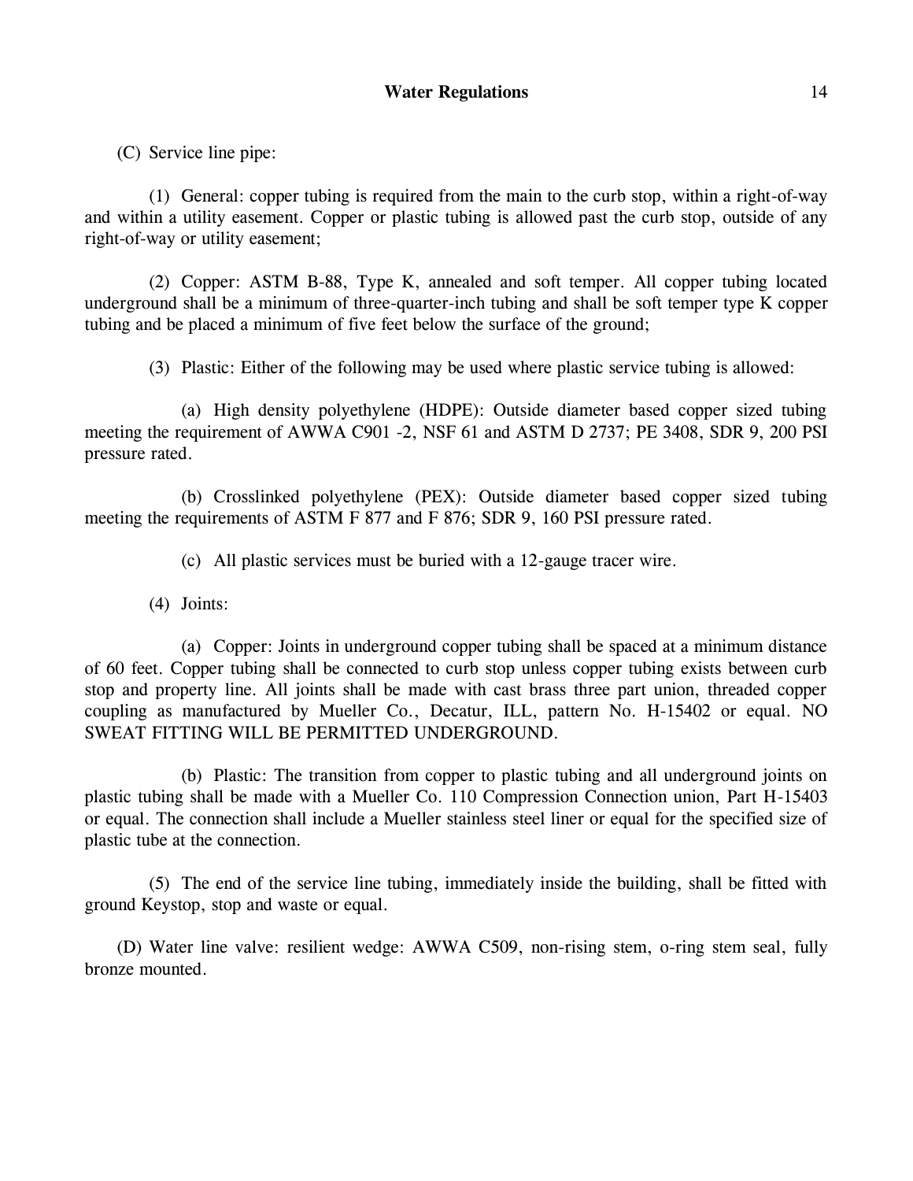(C) Service line pipe:

(1) General: copper tubing is required from the main to the curb stop, within a right-of-way and within a utility easement. Copper or plastic tubing is allowed past the curb stop, outside of any right-of-way or utility easement;

(2) Copper: ASTM B-88, Type K, annealed and soft temper. All copper tubing located underground shall be a minimum of three-quarter-inch tubing and shall be soft temper type K copper tubing and be placed a minimum of five feet below the surface of the ground;

(3) Plastic: Either of the following may be used where plastic service tubing is allowed:

(a) High density polyethylene (HDPE): Outside diameter based copper sized tubing meeting the requirement of AWWA C901 -2, NSF 61 and ASTM D 2737; PE 3408, SDR 9, 200 PSI pressure rated.

(b) Crosslinked polyethylene (PEX): Outside diameter based copper sized tubing meeting the requirements of ASTM F 877 and F 876; SDR 9, 160 PSI pressure rated.

(c) All plastic services must be buried with a 12-gauge tracer wire.

(4) Joints:

(a) Copper: Joints in underground copper tubing shall be spaced at a minimum distance of 60 feet. Copper tubing shall be connected to curb stop unless copper tubing exists between curb stop and property line. All joints shall be made with cast brass three part union, threaded copper coupling as manufactured by Mueller Co., Decatur, ILL, pattern No. H-15402 or equal. NO SWEAT FITTING WILL BE PERMITTED UNDERGROUND.

(b) Plastic: The transition from copper to plastic tubing and all underground joints on plastic tubing shall be made with a Mueller Co. 110 Compression Connection union, Part H-15403 or equal. The connection shall include a Mueller stainless steel liner or equal for the specified size of plastic tube at the connection.

(5) The end of the service line tubing, immediately inside the building, shall be fitted with ground Keystop, stop and waste or equal.

(D) Water line valve: resilient wedge: AWWA C509, non-rising stem, o-ring stem seal, fully bronze mounted.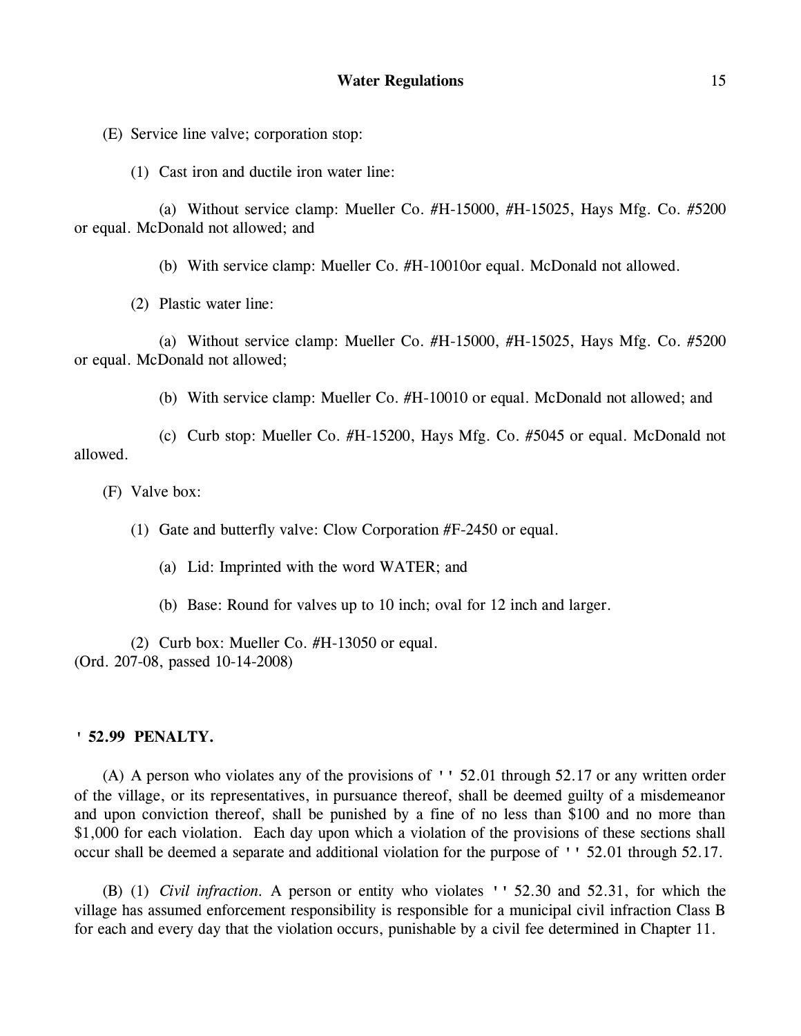(E) Service line valve; corporation stop:

(1) Cast iron and ductile iron water line:

(a) Without service clamp: Mueller Co. #H-15000, #H-15025, Hays Mfg. Co. #5200 or equal. McDonald not allowed; and

(b) With service clamp: Mueller Co. #H-10010or equal. McDonald not allowed.

(2) Plastic water line:

(a) Without service clamp: Mueller Co. #H-15000, #H-15025, Hays Mfg. Co. #5200 or equal. McDonald not allowed;

(b) With service clamp: Mueller Co. #H-10010 or equal. McDonald not allowed; and

(c) Curb stop: Mueller Co. #H-15200, Hays Mfg. Co. #5045 or equal. McDonald not allowed.

(F) Valve box:

(1) Gate and butterfly valve: Clow Corporation #F-2450 or equal.

(a) Lid: Imprinted with the word WATER; and

(b) Base: Round for valves up to 10 inch; oval for 12 inch and larger.

(2) Curb box: Mueller Co. #H-13050 or equal.
(Ord. 207-08, passed 10-14-2008)

**' 52.99 PENALTY.**

(A) A person who violates any of the provisions of '' 52.01 through 52.17 or any written order of the village, or its representatives, in pursuance thereof, shall be deemed guilty of a misdemeanor and upon conviction thereof, shall be punished by a fine of no less than $100 and no more than $1,000 for each violation. Each day upon which a violation of the provisions of these sections shall occur shall be deemed a separate and additional violation for the purpose of '' 52.01 through 52.17.

(B) (1) *Civil infraction.* A person or entity who violates '' 52.30 and 52.31, for which the village has assumed enforcement responsibility is responsible for a municipal civil infraction Class B for each and every day that the violation occurs, punishable by a civil fee determined in Chapter 11.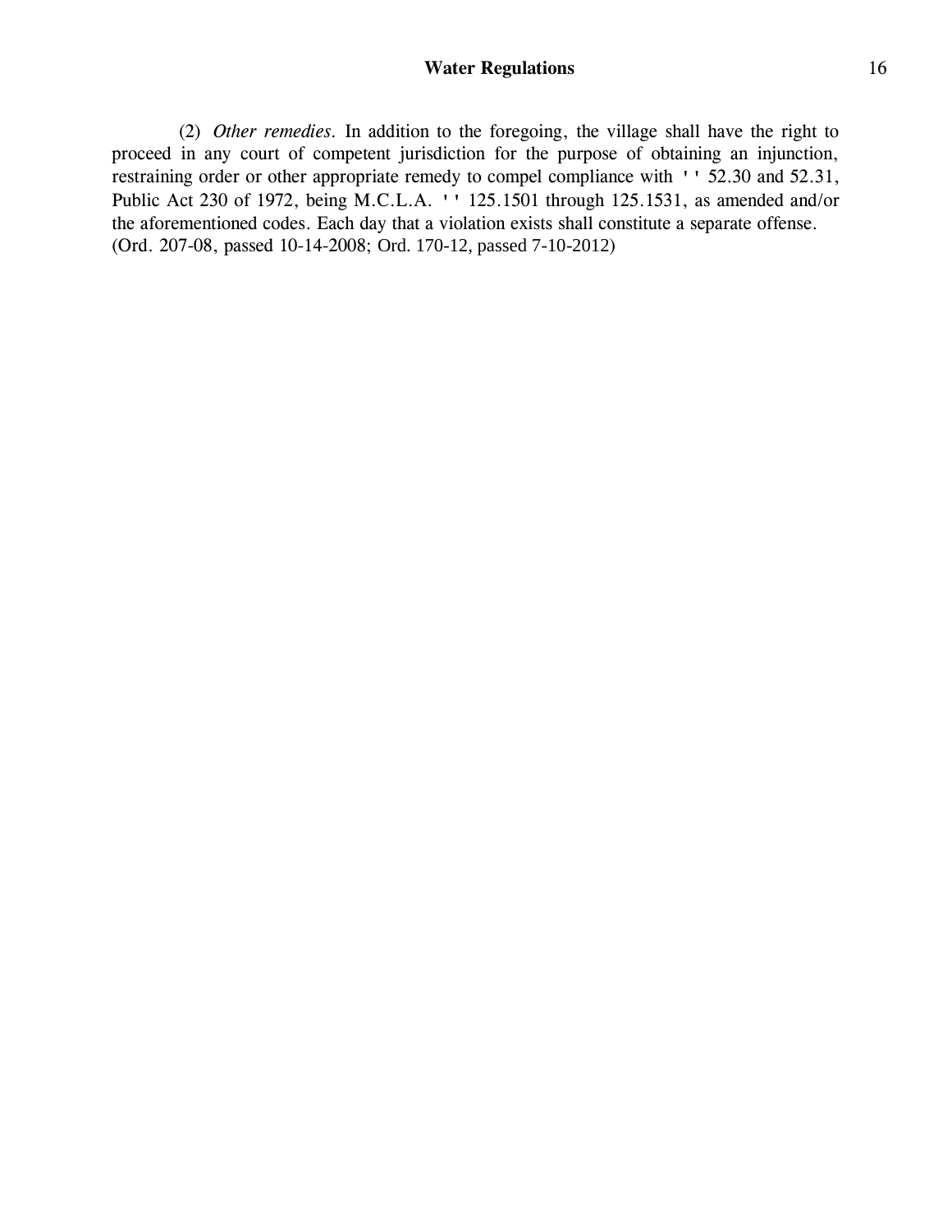(2) *Other remedies*. In addition to the foregoing, the village shall have the right to proceed in any court of competent jurisdiction for the purpose of obtaining an injunction, restraining order or other appropriate remedy to compel compliance with '' 52.30 and 52.31, Public Act 230 of 1972, being M.C.L.A. '' 125.1501 through 125.1531, as amended and/or the aforementioned codes. Each day that a violation exists shall constitute a separate offense.
(Ord. 207-08, passed 10-14-2008; Ord. 170-12, passed 7-10-2012)